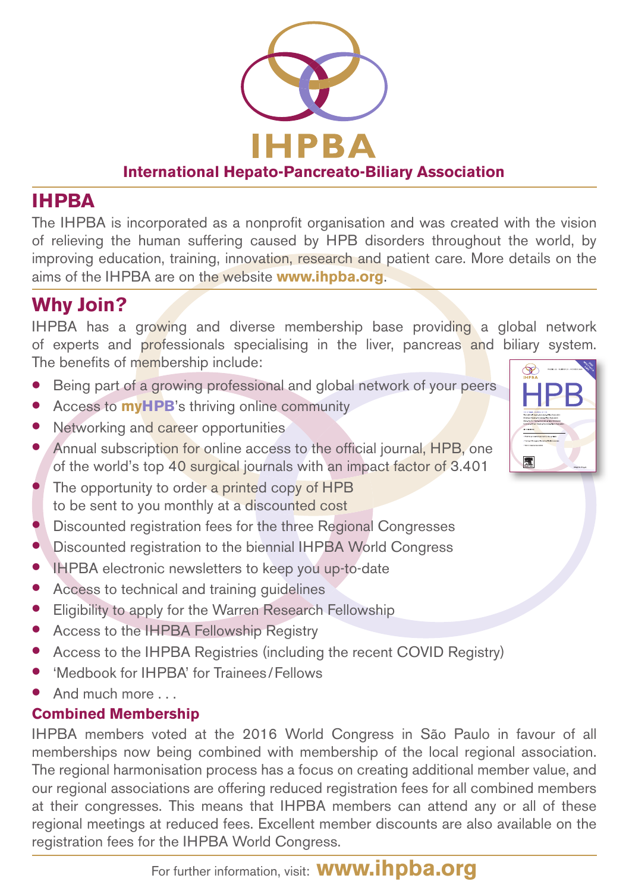# IHPBA

**International Hepato-Pancreato-Biliary Association**

## IHPBA

The IHPBA is incorporated as a nonprofit organisation and was created with the vision of relieving the human suffering caused by HPB disorders throughout the world, by improving education, training, innovation, research and patient care. More details on the aims of the IHPBA are on the website **www.ihpba.org**.

## Why Join?

IHPBA has a growing and diverse membership base providing a global network of experts and professionals specialising in the liver, pancreas and biliary system. The benefits of membership include:

- Being part of a growing professional and global network of your peers
- Access to **myHPB**'s thriving online community
- Networking and career opportunities
- Annual subscription for online access to the official journal, HPB, one of the world's top 40 surgical journals with an impact factor of 3.401
- The opportunity to order a printed copy of HPB to be sent to you monthly at a discounted cost
- Discounted registration fees for the three Regional Congresses
- Discounted registration to the biennial IHPBA World Congress
- IHPBA electronic newsletters to keep you up-to-date
- Access to technical and training guidelines
- Eligibility to apply for the Warren Research Fellowship
- Access to the IHPBA Fellowship Registry
- Access to the IHPBA Registries (including the recent COVID Registry)
- 'Medbook for IHPBA' for Trainees/Fellows
- And much more . . .

### Combined Membership

IHPBA members voted at the 2016 World Congress in São Paulo in favour of all memberships now being combined with membership of the local regional association. The regional harmonisation process has a focus on creating additional member value, and our regional associations are offering reduced registration fees for all combined members at their congresses. This means that IHPBA members can attend any or all of these regional meetings at reduced fees. Excellent member discounts are also available on the registration fees for the IHPBA World Congress.

For further information, visit: **www.ihpba.org**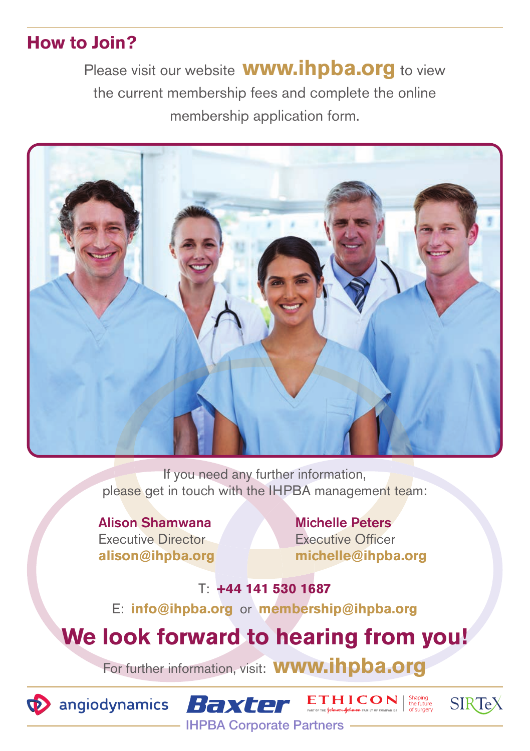## How to Join?

Please visit our website **www.ihpba.org** to view the current membership fees and complete the online membership application form.

If you need any further information, please get in touch with the IHPBA management team:

**Alison Shamwana**
Executive Director
**alison@ihpba.org**

**Michelle Peters**
Executive Officer
**michelle@ihpba.org**

T: **+44 141 530 1687**

E: **info@ihpba.org** or **membership@ihpba.org**

# We look forward to hearing from you!

For further information, visit: **www.ihpba.org**

angiodynamics Baxter ETHICON SIRTeX

IHPBA Corporate Partners